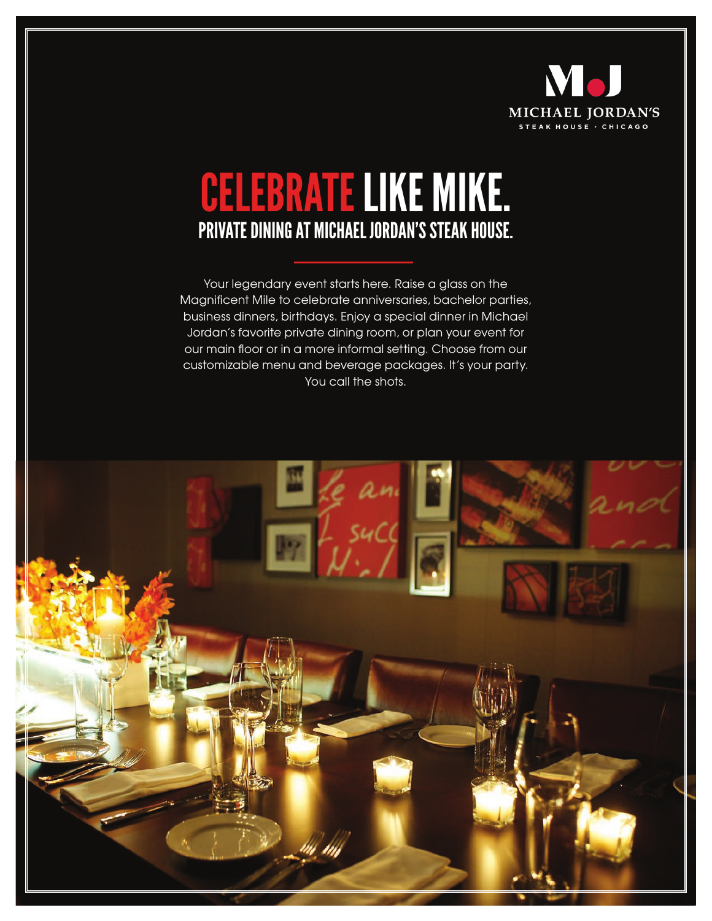M•J

MICHAEL JORDAN'S

STEAK HOUSE · CHICAGO

# CELEBRATE LIKE MIKE.

## PRIVATE DINING AT MICHAEL JORDAN'S STEAK HOUSE.

Your legendary event starts here. Raise a glass on the Magnificent Mile to celebrate anniversaries, bachelor parties, business dinners, birthdays. Enjoy a special dinner in Michael Jordan's favorite private dining room, or plan your event for our main floor or in a more informal setting. Choose from our customizable menu and beverage packages. It's your party. You call the shots.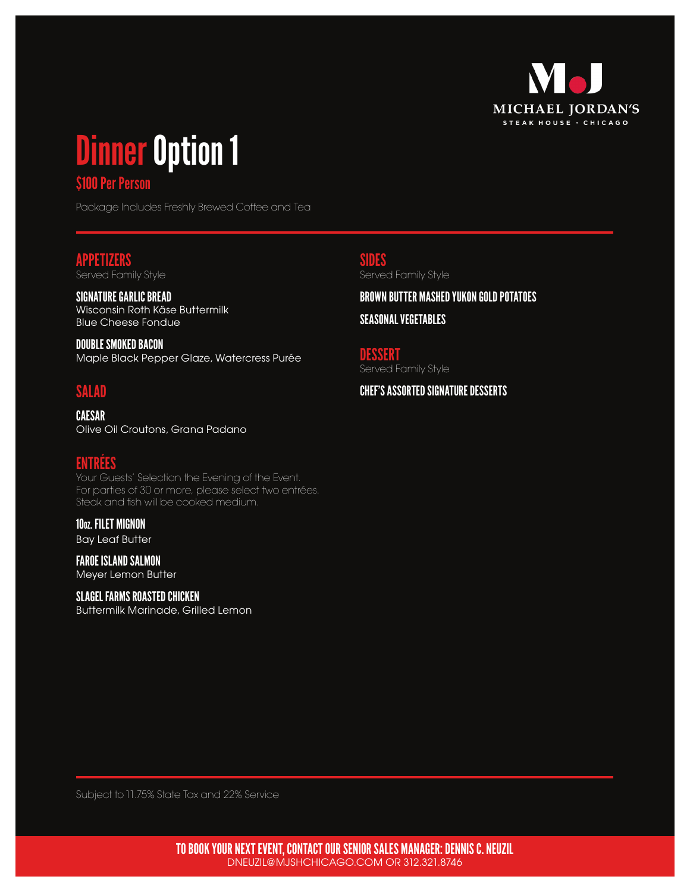MICHAEL JORDAN'S
STEAK HOUSE · CHICAGO

# Dinner Option 1

## $100 Per Person

Package Includes Freshly Brewed Coffee and Tea

### APPETIZERS

Served Family Style

**SIGNATURE GARLIC BREAD**
Wisconsin Roth Käse Buttermilk
Blue Cheese Fondue

**DOUBLE SMOKED BACON**
Maple Black Pepper Glaze, Watercress Purée

### SALAD

**CAESAR**
Olive Oil Croutons, Grana Padano

### ENTRÉES

Your Guests' Selection the Evening of the Event.
For parties of 30 or more, please select two entrées.
Steak and fish will be cooked medium.

**10oz. FILET MIGNON**
Bay Leaf Butter

**FAROE ISLAND SALMON**
Meyer Lemon Butter

**SLAGEL FARMS ROASTED CHICKEN**
Buttermilk Marinade, Grilled Lemon

### SIDES

Served Family Style

**BROWN BUTTER MASHED YUKON GOLD POTATOES**

**SEASONAL VEGETABLES**

### DESSERT

Served Family Style

**CHEF'S ASSORTED SIGNATURE DESSERTS**

Subject to 11.75% State Tax and 22% Service

**TO BOOK YOUR NEXT EVENT, CONTACT OUR SENIOR SALES MANAGER: DENNIS C. NEUZIL**
DNEUZIL@MJSHCHICAGO.COM OR 312.321.8746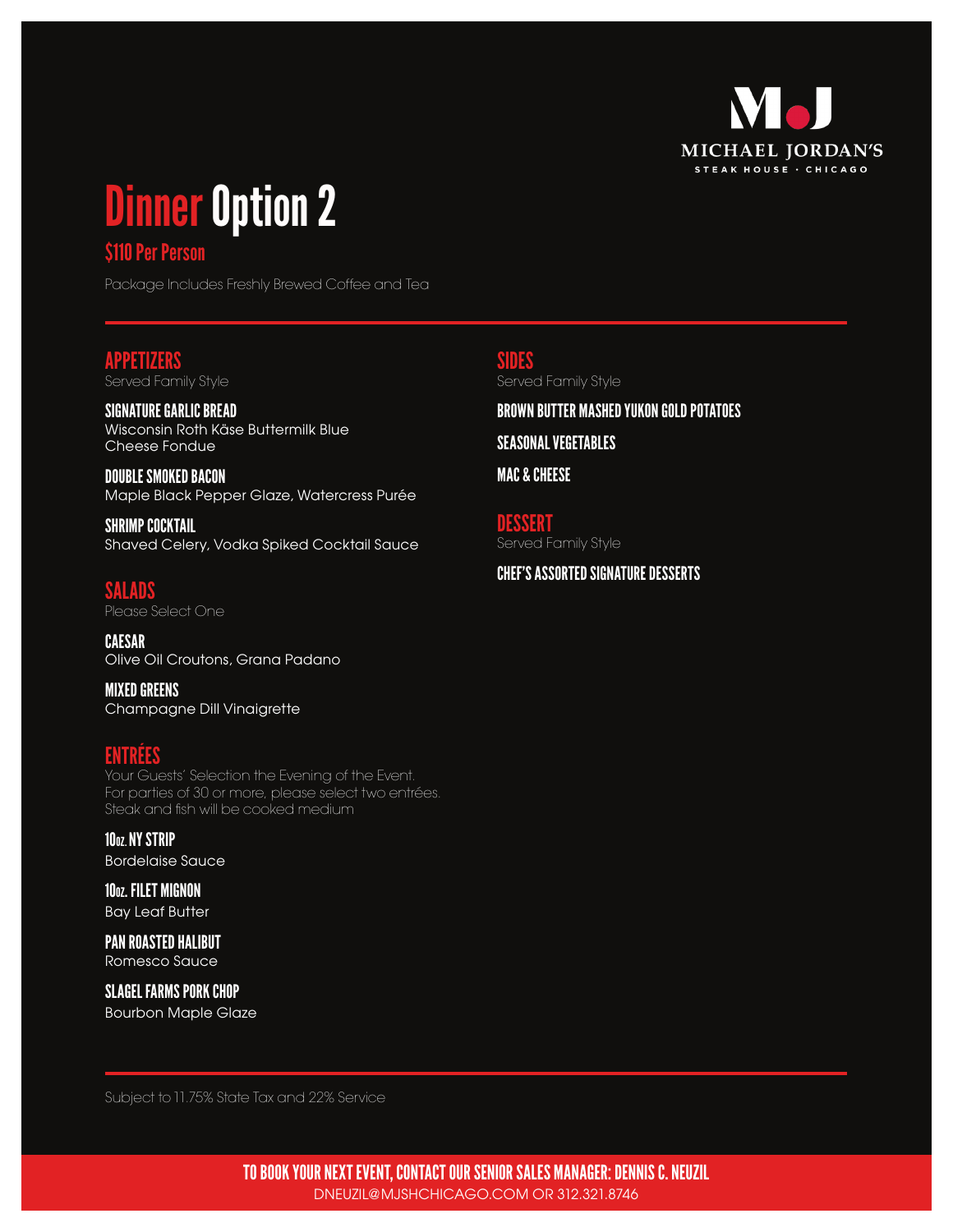MICHAEL JORDAN'S
STEAK HOUSE · CHICAGO

# Dinner Option 2

## $110 Per Person

Package Includes Freshly Brewed Coffee and Tea

### APPETIZERS

Served Family Style

**SIGNATURE GARLIC BREAD**
Wisconsin Roth Käse Buttermilk Blue Cheese Fondue

**DOUBLE SMOKED BACON**
Maple Black Pepper Glaze, Watercress Purée

**SHRIMP COCKTAIL**
Shaved Celery, Vodka Spiked Cocktail Sauce

### SALADS

Please Select One

**CAESAR**
Olive Oil Croutons, Grana Padano

**MIXED GREENS**
Champagne Dill Vinaigrette

### ENTRÉES

Your Guests' Selection the Evening of the Event.
For parties of 30 or more, please select two entrées.
Steak and fish will be cooked medium

**10oz. NY STRIP**
Bordelaise Sauce

**10oz. FILET MIGNON**
Bay Leaf Butter

**PAN ROASTED HALIBUT**
Romesco Sauce

**SLAGEL FARMS PORK CHOP**
Bourbon Maple Glaze

### SIDES

Served Family Style

**BROWN BUTTER MASHED YUKON GOLD POTATOES**

**SEASONAL VEGETABLES**

**MAC & CHEESE**

### DESSERT

Served Family Style

**CHEF'S ASSORTED SIGNATURE DESSERTS**

Subject to 11.75% State Tax and 22% Service

**TO BOOK YOUR NEXT EVENT, CONTACT OUR SENIOR SALES MANAGER: DENNIS C. NEUZIL**
DNEUZIL@MJSHCHICAGO.COM OR 312.321.8746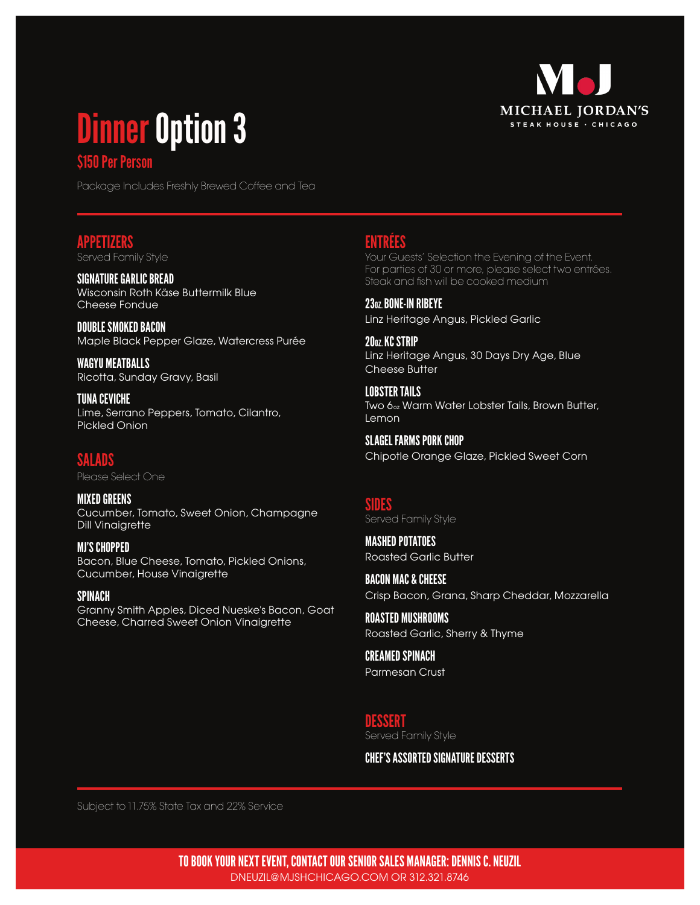MICHAEL JORDAN'S
STEAK HOUSE · CHICAGO

# Dinner Option 3

## $150 Per Person

Package Includes Freshly Brewed Coffee and Tea

### APPETIZERS

Served Family Style

**SIGNATURE GARLIC BREAD**
Wisconsin Roth Käse Buttermilk Blue Cheese Fondue

**DOUBLE SMOKED BACON**
Maple Black Pepper Glaze, Watercress Purée

**WAGYU MEATBALLS**
Ricotta, Sunday Gravy, Basil

**TUNA CEVICHE**
Lime, Serrano Peppers, Tomato, Cilantro, Pickled Onion

### SALADS

Please Select One

**MIXED GREENS**
Cucumber, Tomato, Sweet Onion, Champagne Dill Vinaigrette

**MJ'S CHOPPED**
Bacon, Blue Cheese, Tomato, Pickled Onions, Cucumber, House Vinaigrette

**SPINACH**
Granny Smith Apples, Diced Nueske's Bacon, Goat Cheese, Charred Sweet Onion Vinaigrette

### ENTRÉES

Your Guests' Selection the Evening of the Event. For parties of 30 or more, please select two entrées. Steak and fish will be cooked medium

**23OZ. BONE-IN RIBEYE**
Linz Heritage Angus, Pickled Garlic

**20OZ. KC STRIP**
Linz Heritage Angus, 30 Days Dry Age, Blue Cheese Butter

**LOBSTER TAILS**
Two 6oz Warm Water Lobster Tails, Brown Butter, Lemon

**SLAGEL FARMS PORK CHOP**
Chipotle Orange Glaze, Pickled Sweet Corn

### SIDES

Served Family Style

**MASHED POTATOES**
Roasted Garlic Butter

**BACON MAC & CHEESE**
Crisp Bacon, Grana, Sharp Cheddar, Mozzarella

**ROASTED MUSHROOMS**
Roasted Garlic, Sherry & Thyme

**CREAMED SPINACH**
Parmesan Crust

### DESSERT

Served Family Style

**CHEF'S ASSORTED SIGNATURE DESSERTS**

Subject to 11.75% State Tax and 22% Service

**TO BOOK YOUR NEXT EVENT, CONTACT OUR SENIOR SALES MANAGER: DENNIS C. NEUZIL**
DNEUZIL@MJSHCHICAGO.COM OR 312.321.8746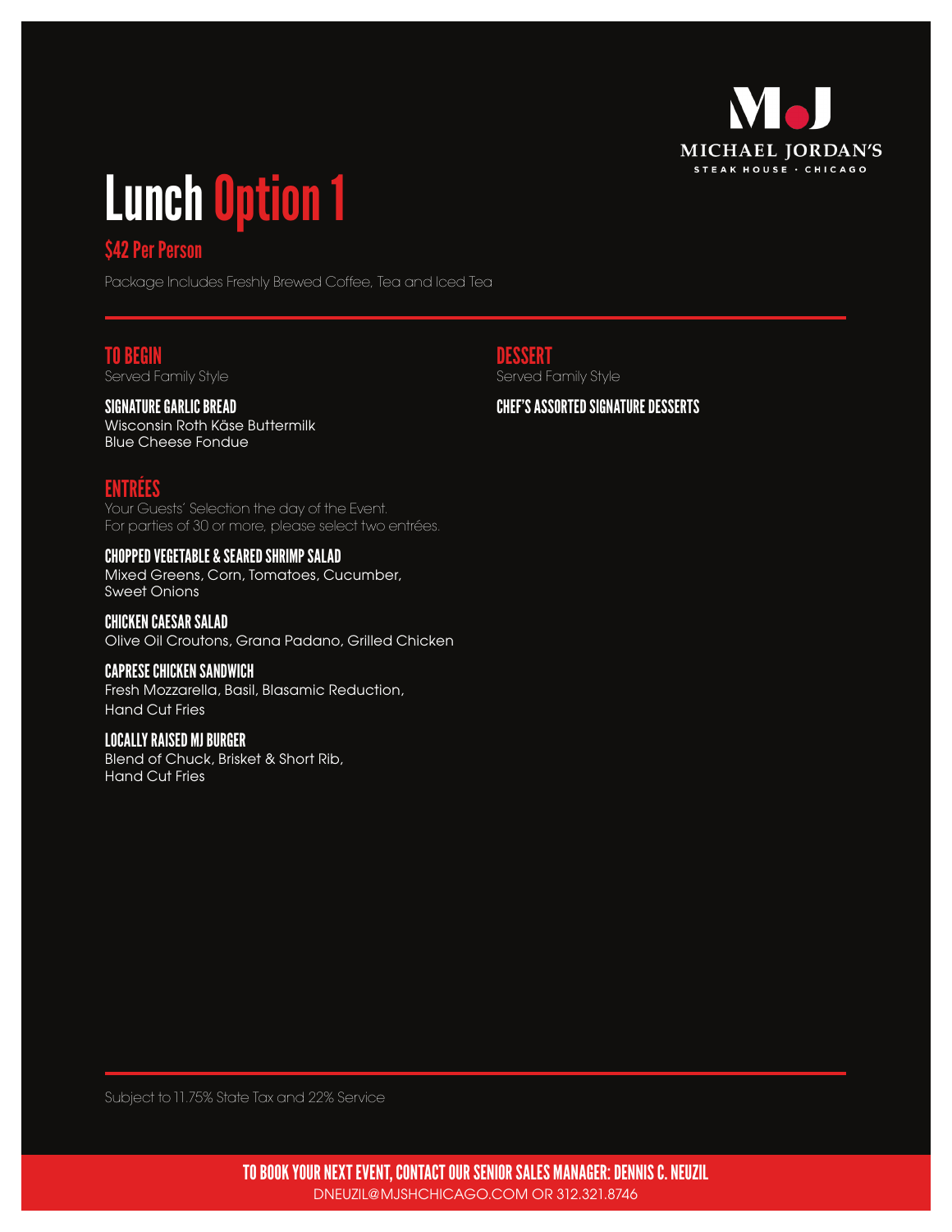MICHAEL JORDAN'S
STEAK HOUSE · CHICAGO

# Lunch Option 1

## $42 Per Person

Package Includes Freshly Brewed Coffee, Tea and Iced Tea

### TO BEGIN

Served Family Style

**SIGNATURE GARLIC BREAD**
Wisconsin Roth Käse Buttermilk
Blue Cheese Fondue

### ENTRÉES

Your Guests' Selection the day of the Event.
For parties of 30 or more, please select two entrées.

**CHOPPED VEGETABLE & SEARED SHRIMP SALAD**
Mixed Greens, Corn, Tomatoes, Cucumber,
Sweet Onions

**CHICKEN CAESAR SALAD**
Olive Oil Croutons, Grana Padano, Grilled Chicken

**CAPRESE CHICKEN SANDWICH**
Fresh Mozzarella, Basil, Blasamic Reduction,
Hand Cut Fries

**LOCALLY RAISED MJ BURGER**
Blend of Chuck, Brisket & Short Rib,
Hand Cut Fries

### DESSERT

Served Family Style

**CHEF'S ASSORTED SIGNATURE DESSERTS**

Subject to 11.75% State Tax and 22% Service

**TO BOOK YOUR NEXT EVENT, CONTACT OUR SENIOR SALES MANAGER: DENNIS C. NEUZIL**
DNEUZIL@MJSHCHICAGO.COM OR 312.321.8746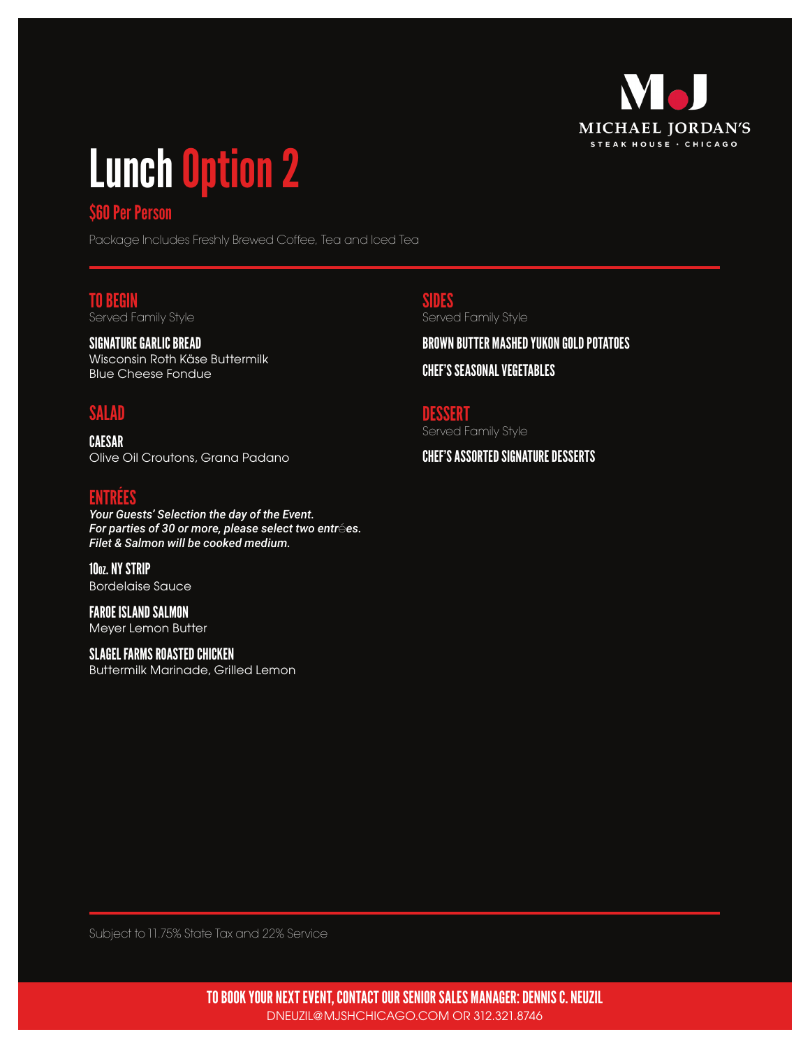MICHAEL JORDAN'S
STEAK HOUSE · CHICAGO

# Lunch Option 2

## $60 Per Person

Package Includes Freshly Brewed Coffee, Tea and Iced Tea

### TO BEGIN
Served Family Style

**SIGNATURE GARLIC BREAD**
Wisconsin Roth Käse Buttermilk
Blue Cheese Fondue

### SALAD

**CAESAR**
Olive Oil Croutons, Grana Padano

### ENTRÉES
***Your Guests' Selection the day of the Event.***
***For parties of 30 or more, please select two entrées.***
***Filet & Salmon will be cooked medium.***

**10oz. NY STRIP**
Bordelaise Sauce

**FAROE ISLAND SALMON**
Meyer Lemon Butter

**SLAGEL FARMS ROASTED CHICKEN**
Buttermilk Marinade, Grilled Lemon

### SIDES
Served Family Style

**BROWN BUTTER MASHED YUKON GOLD POTATOES**

**CHEF'S SEASONAL VEGETABLES**

### DESSERT
Served Family Style

**CHEF'S ASSORTED SIGNATURE DESSERTS**

Subject to 11.75% State Tax and 22% Service

**TO BOOK YOUR NEXT EVENT, CONTACT OUR SENIOR SALES MANAGER: DENNIS C. NEUZIL**
DNEUZIL@MJSHCHICAGO.COM OR 312.321.8746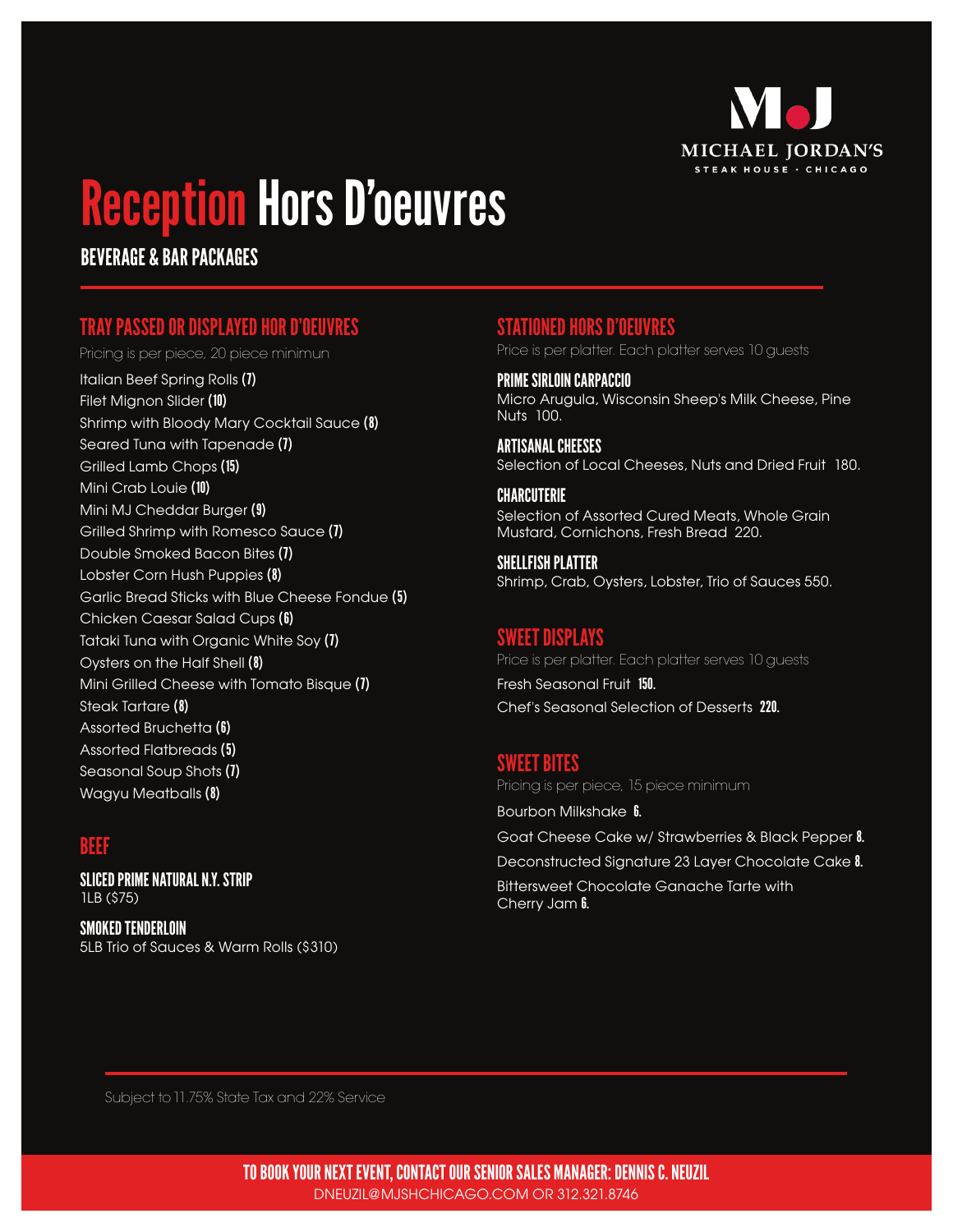MICHAEL JORDAN'S

STEAK HOUSE · CHICAGO

# Reception Hors D'oeuvres

## BEVERAGE & BAR PACKAGES

### TRAY PASSED OR DISPLAYED HOR D'OEUVRES

Pricing is per piece, 20 piece minimun

Italian Beef Spring Rolls **(7)**
Filet Mignon Slider **(10)**
Shrimp with Bloody Mary Cocktail Sauce **(8)**
Seared Tuna with Tapenade **(7)**
Grilled Lamb Chops **(15)**
Mini Crab Louie **(10)**
Mini MJ Cheddar Burger **(9)**
Grilled Shrimp with Romesco Sauce **(7)**
Double Smoked Bacon Bites **(7)**
Lobster Corn Hush Puppies **(8)**
Garlic Bread Sticks with Blue Cheese Fondue **(5)**
Chicken Caesar Salad Cups **(6)**
Tataki Tuna with Organic White Soy **(7)**
Oysters on the Half Shell **(8)**
Mini Grilled Cheese with Tomato Bisque **(7)**
Steak Tartare **(8)**
Assorted Bruchetta **(6)**
Assorted Flatbreads **(5)**
Seasonal Soup Shots **(7)**
Wagyu Meatballs **(8)**

### BEEF

**SLICED PRIME NATURAL N.Y. STRIP**
1LB ($75)

**SMOKED TENDERLOIN**
5LB Trio of Sauces & Warm Rolls ($310)

### STATIONED HORS D'OEUVRES

Price is per platter. Each platter serves 10 guests

**PRIME SIRLOIN CARPACCIO**
Micro Arugula, Wisconsin Sheep's Milk Cheese, Pine Nuts 100.

**ARTISANAL CHEESES**
Selection of Local Cheeses, Nuts and Dried Fruit 180.

**CHARCUTERIE**
Selection of Assorted Cured Meats, Whole Grain Mustard, Cornichons, Fresh Bread 220.

**SHELLFISH PLATTER**
Shrimp, Crab, Oysters, Lobster, Trio of Sauces 550.

### SWEET DISPLAYS

Price is per platter. Each platter serves 10 guests

Fresh Seasonal Fruit **150.**
Chef's Seasonal Selection of Desserts **220.**

### SWEET BITES

Pricing is per piece, 15 piece minimum

Bourbon Milkshake **6.**
Goat Cheese Cake w/ Strawberries & Black Pepper **8.**
Deconstructed Signature 23 Layer Chocolate Cake **8.**
Bittersweet Chocolate Ganache Tarte with Cherry Jam **6.**

Subject to 11.75% State Tax and 22% Service

**TO BOOK YOUR NEXT EVENT, CONTACT OUR SENIOR SALES MANAGER: DENNIS C. NEUZIL**
DNEUZIL@MJSHCHICAGO.COM OR 312.321.8746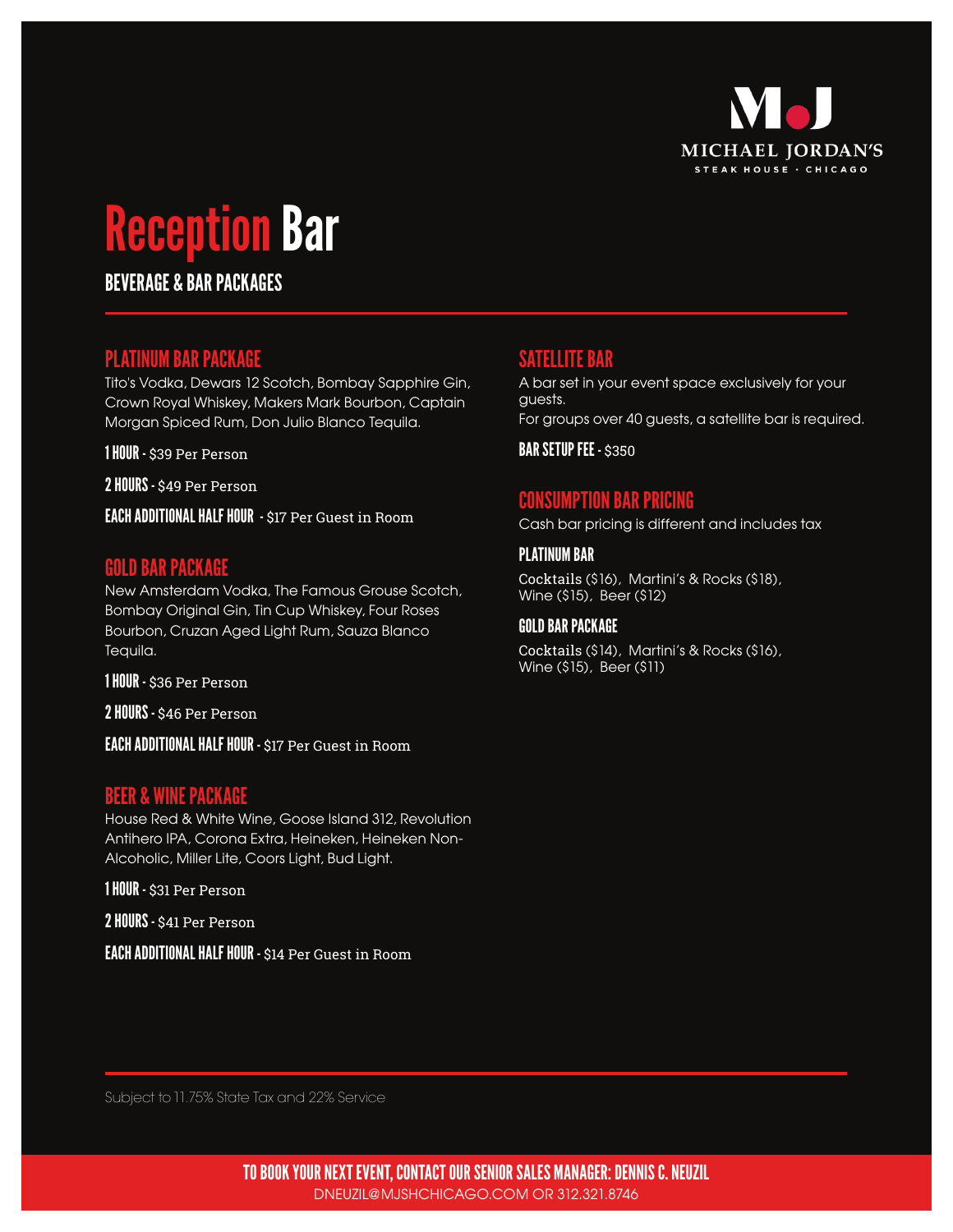MICHAEL JORDAN'S
STEAK HOUSE · CHICAGO

# Reception Bar

## BEVERAGE & BAR PACKAGES

### PLATINUM BAR PACKAGE

Tito's Vodka, Dewars 12 Scotch, Bombay Sapphire Gin, Crown Royal Whiskey, Makers Mark Bourbon, Captain Morgan Spiced Rum, Don Julio Blanco Tequila.

**1 HOUR** - $39 Per Person

**2 HOURS** - $49 Per Person

**EACH ADDITIONAL HALF HOUR** - $17 Per Guest in Room

### GOLD BAR PACKAGE

New Amsterdam Vodka, The Famous Grouse Scotch, Bombay Original Gin, Tin Cup Whiskey, Four Roses Bourbon, Cruzan Aged Light Rum, Sauza Blanco Tequila.

**1 HOUR** - $36 Per Person

**2 HOURS** - $46 Per Person

**EACH ADDITIONAL HALF HOUR** - $17 Per Guest in Room

### BEER & WINE PACKAGE

House Red & White Wine, Goose Island 312, Revolution Antihero IPA, Corona Extra, Heineken, Heineken Non-Alcoholic, Miller Lite, Coors Light, Bud Light.

**1 HOUR** - $31 Per Person

**2 HOURS** - $41 Per Person

**EACH ADDITIONAL HALF HOUR** - $14 Per Guest in Room

### SATELLITE BAR

A bar set in your event space exclusively for your guests.
For groups over 40 guests, a satellite bar is required.

**BAR SETUP FEE** - $350

### CONSUMPTION BAR PRICING

Cash bar pricing is different and includes tax

#### PLATINUM BAR

Cocktails ($16), Martini's & Rocks ($18), Wine ($15), Beer ($12)

#### GOLD BAR PACKAGE

Cocktails ($14), Martini's & Rocks ($16), Wine ($15), Beer ($11)

Subject to 11.75% State Tax and 22% Service

**TO BOOK YOUR NEXT EVENT, CONTACT OUR SENIOR SALES MANAGER: DENNIS C. NEUZIL**
DNEUZIL@MJSHCHICAGO.COM OR 312.321.8746